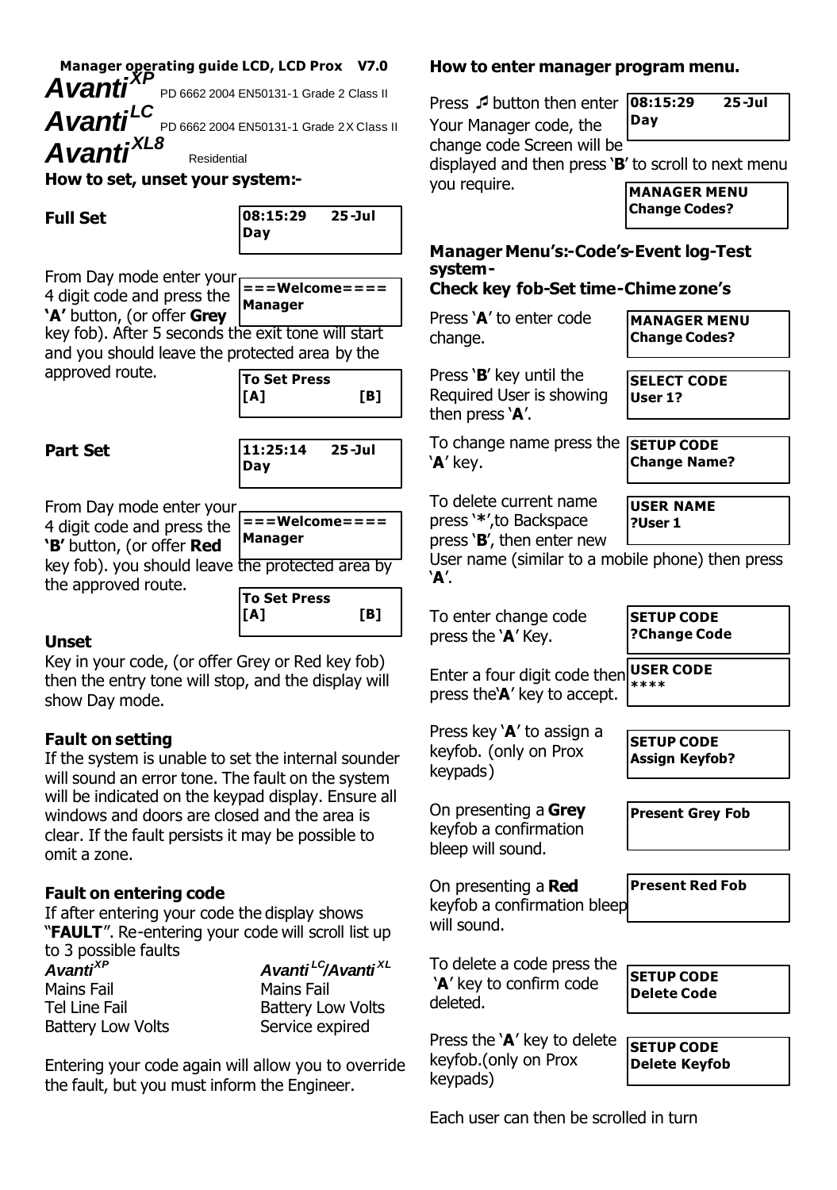**Manager operating guide LCD, LCD Prox V7.0**

# Avanti$^{XP}$ PD 6662 2004 EN50131-1 Grade 2 Class II

# Avanti$^{LC}$ PD 6662 2004 EN50131-1 Grade 2X Class II

# Avanti$^{XL8}$ Residential

## How to set, unset your system:-

### Full Set

```
08:15:29    25-Jul
Day
```

From Day mode enter your 4 digit code and press the **'A'** button, (or offer **Grey** key fob). After 5 seconds the exit tone will start and you should leave the protected area by the approved route.

```
===Welcome====
Manager
```

```
To Set Press
[A]            [B]
```

### Part Set

```
11:25:14    25-Jul
Day
```

From Day mode enter your 4 digit code and press the **'B'** button, (or offer **Red** key fob). you should leave the protected area by the approved route.

```
===Welcome====
Manager
```

```
To Set Press
[A]            [B]
```

### Unset

Key in your code, (or offer Grey or Red key fob) then the entry tone will stop, and the display will show Day mode.

### Fault on setting

If the system is unable to set the internal sounder will sound an error tone. The fault on the system will be indicated on the keypad display. Ensure all windows and doors are closed and the area is clear. If the fault persists it may be possible to omit a zone.

### Fault on entering code

If after entering your code the display shows "**FAULT**". Re-entering your code will scroll list up to 3 possible faults

| ***Avanti$^{XP}$*** | ***Avanti$^{LC}$/Avanti$^{XL}$*** |
|---|---|
| Mains Fail | Mains Fail |
| Tel Line Fail | Battery Low Volts |
| Battery Low Volts | Service expired |

Entering your code again will allow you to override the fault, but you must inform the Engineer.

## How to enter manager program menu.

Press ♬ button then enter Your Manager code, the change code Screen will be displayed and then press '**B**' to scroll to next menu you require.

```
08:15:29    25-Jul
Day
```

```
MANAGER MENU
Change Codes?
```

## Manager Menu's:-Code's-Event log-Test system-Check key fob-Set time-Chime zone's

Press '**A**' to enter code change.

```
MANAGER MENU
Change Codes?
```

Press '**B**' key until the Required User is showing then press '**A**'.

```
SELECT CODE
User 1?
```

To change name press the '**A**' key.

```
SETUP CODE
Change Name?
```

To delete current name press '*',to Backspace press '**B**', then enter new User name (similar to a mobile phone) then press '**A**'.

```
USER NAME
?User 1
```

To enter change code press the '**A**' Key.

```
SETUP CODE
?Change Code
```

Enter a four digit code then press the'**A**' key to accept.

```
USER CODE
****
```

Press key '**A**' to assign a keyfob. (only on Prox keypads)

```
SETUP CODE
Assign Keyfob?
```

On presenting a **Grey** keyfob a confirmation bleep will sound.

```
Present Grey Fob
```

On presenting a **Red** keyfob a confirmation bleep will sound.

```
Present Red Fob
```

To delete a code press the '**A**' key to confirm code deleted.

```
SETUP CODE
Delete Code
```

Press the '**A**' key to delete keyfob.(only on Prox keypads)

```
SETUP CODE
Delete Keyfob
```

Each user can then be scrolled in turn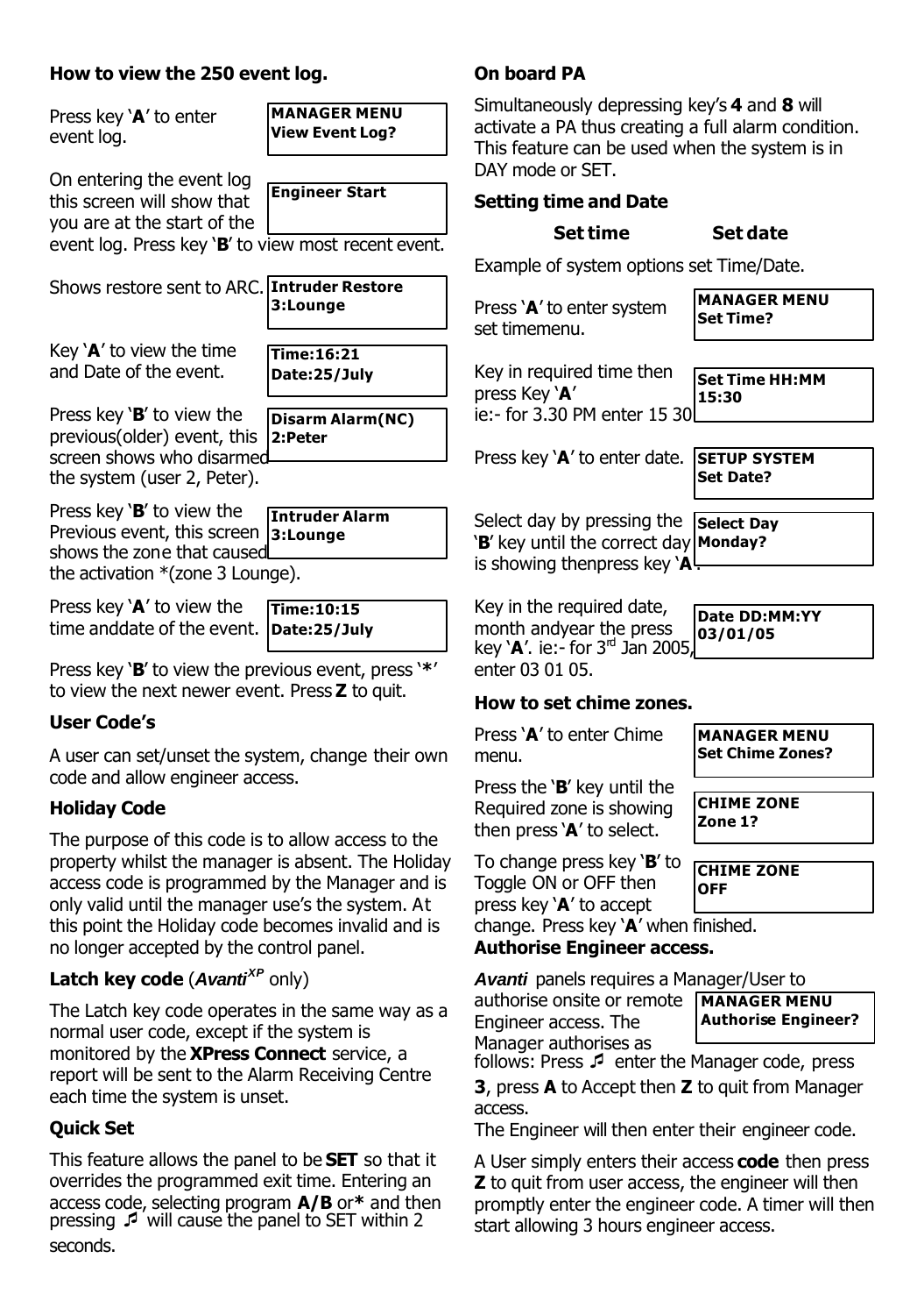## How to view the 250 event log.

Press key '**A**' to enter event log.

```
MANAGER MENU
View Event Log?
```

On entering the event log this screen will show that you are at the start of the event log. Press key '**B**' to view most recent event.

```
Engineer Start
```

Shows restore sent to ARC.

```
Intruder Restore
3:Lounge
```

Key '**A**' to view the time and Date of the event.

```
Time:16:21
Date:25/July
```

Press key '**B**' to view the previous(older) event, this screen shows who disarmed the system (user 2, Peter).

```
Disarm Alarm(NC)
2:Peter
```

Press key '**B**' to view the Previous event, this screen shows the zone that caused the activation *(zone 3 Lounge).

```
Intruder Alarm
3:Lounge
```

Press key '**A**' to view the time anddate of the event.

```
Time:10:15
Date:25/July
```

Press key '**B**' to view the previous event, press '*' to view the next newer event. Press **Z** to quit.

### User Code's

A user can set/unset the system, change their own code and allow engineer access.

### Holiday Code

The purpose of this code is to allow access to the property whilst the manager is absent. The Holiday access code is programmed by the Manager and is only valid until the manager use's the system. At this point the Holiday code becomes invalid and is no longer accepted by the control panel.

### Latch key code (*Avanti*$^{XP}$ only)

The Latch key code operates in the same way as a normal user code, except if the system is monitored by the **XPress Connect** service, a report will be sent to the Alarm Receiving Centre each time the system is unset.

### Quick Set

This feature allows the panel to be **SET** so that it overrides the programmed exit time. Entering an access code, selecting program **A/B** or* and then pressing ♬ will cause the panel to SET within 2 seconds.

### On board PA

Simultaneously depressing key's **4** and **8** will activate a PA thus creating a full alarm condition. This feature can be used when the system is in DAY mode or SET.

### Setting time and Date

**Set time** **Set date**

Example of system options set Time/Date.

Press '**A**' to enter system set timemenu.

```
MANAGER MENU
Set Time?
```

Key in required time then press Key '**A**' ie:- for 3.30 PM enter 15 30

```
Set Time HH:MM
15:30
```

Press key '**A**' to enter date.

```
SETUP SYSTEM
Set Date?
```

Select day by pressing the '**B**' key until the correct day is showing thenpress key '**A**'.

```
Select Day
Monday?
```

Key in the required date, month andyear the press key '**A**'. ie:- for 3[rd] Jan 2005, enter 03 01 05.

```
Date DD:MM:YY
03/01/05
```

### How to set chime zones.

Press '**A**' to enter Chime menu.

```
MANAGER MENU
Set Chime Zones?
```

Press the '**B**' key until the Required zone is showing then press '**A**' to select.

```
CHIME ZONE
Zone 1?
```

To change press key '**B**' to Toggle ON or OFF then press key '**A**' to accept change. Press key '**A**' when finished.

```
CHIME ZONE
OFF
```

### Authorise Engineer access.

***Avanti*** panels requires a Manager/User to authorise onsite or remote Engineer access. The Manager authorises as follows: Press ♬ enter the Manager code, press **3**, press **A** to Accept then **Z** to quit from Manager access.

```
MANAGER MENU
Authorise Engineer?
```

The Engineer will then enter their engineer code.

A User simply enters their access **code** then press **Z** to quit from user access, the engineer will then promptly enter the engineer code. A timer will then start allowing 3 hours engineer access.